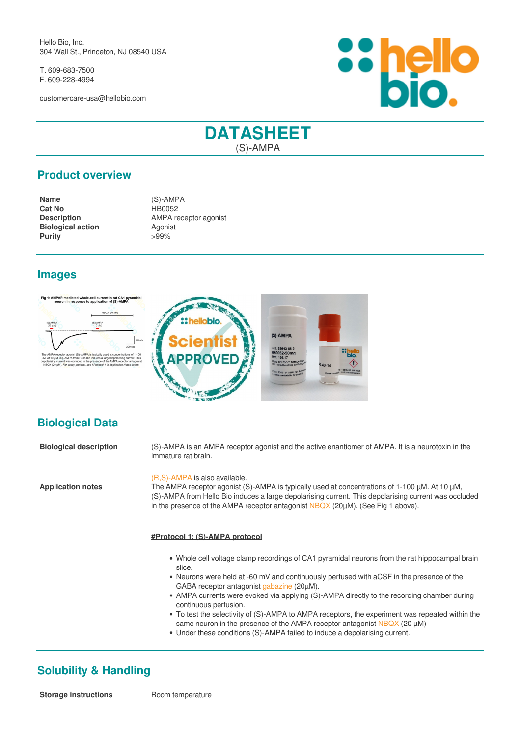Hello Bio, Inc.
304 Wall St., Princeton, NJ 08540 USA

T. 609-683-7500
F. 609-228-4994

customercare-usa@hellobio.com

# DATASHEET

(S)-AMPA

## Product overview

| | |
|---|---|
| **Name** | (S)-AMPA |
| **Cat No** | HB0052 |
| **Description** | AMPA receptor agonist |
| **Biological action** | Agonist |
| **Purity** | >99% |

## Images

## Biological Data

**Biological description**

(S)-AMPA is an AMPA receptor agonist and the active enantiomer of AMPA. It is a neurotoxin in the immature rat brain.

**Application notes**

(R,S)-AMPA is also available.
The AMPA receptor agonist (S)-AMPA is typically used at concentrations of 1-100 µM. At 10 µM, (S)-AMPA from Hello Bio induces a large depolarising current. This depolarising current was occluded in the presence of the AMPA receptor antagonist NBQX (20µM). (See Fig 1 above).

**#Protocol 1: (S)-AMPA protocol**

- Whole cell voltage clamp recordings of CA1 pyramidal neurons from the rat hippocampal brain slice.
- Neurons were held at -60 mV and continuously perfused with aCSF in the presence of the GABA receptor antagonist gabazine (20µM).
- AMPA currents were evoked via applying (S)-AMPA directly to the recording chamber during continuous perfusion.
- To test the selectivity of (S)-AMPA to AMPA receptors, the experiment was repeated within the same neuron in the presence of the AMPA receptor antagonist NBQX (20 µM)
- Under these conditions (S)-AMPA failed to induce a depolarising current.

## Solubility & Handling

**Storage instructions** Room temperature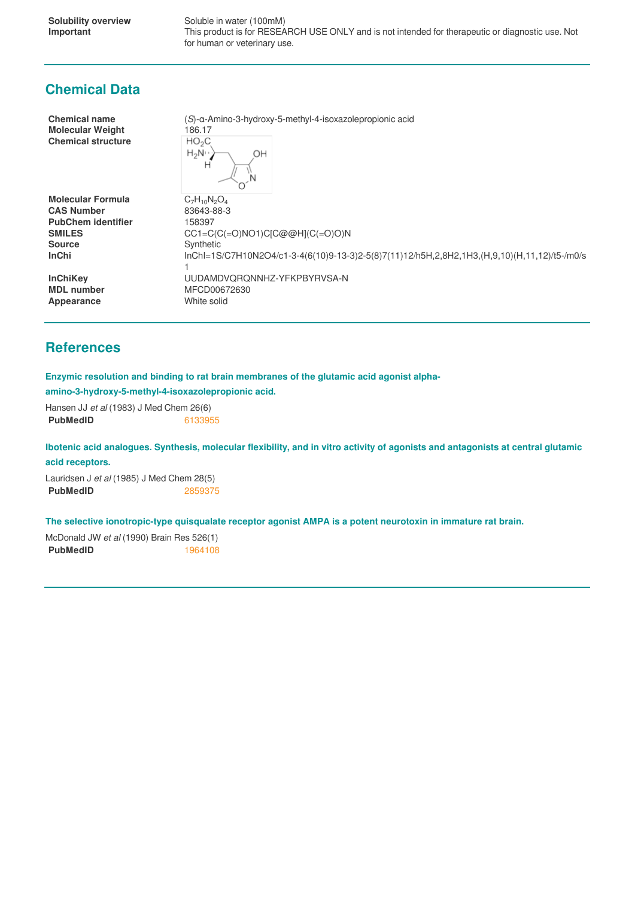| | |
|---|---|
| **Solubility overview** | Soluble in water (100mM) |
| **Important** | This product is for RESEARCH USE ONLY and is not intended for therapeutic or diagnostic use. Not for human or veterinary use. |

## Chemical Data

| | |
|---|---|
| **Chemical name** | (*S*)-α-Amino-3-hydroxy-5-methyl-4-isoxazolepropionic acid |
| **Molecular Weight** | 186.17 |
| **Chemical structure** | |
| **Molecular Formula** | $C_7H_{10}N_2O_4$ |
| **CAS Number** | 83643-88-3 |
| **PubChem identifier** | 158397 |
| **SMILES** | CC1=C(C(=O)NO1)C[C@@H](C(=O)O)N |
| **Source** | Synthetic |
| **InChi** | InChI=1S/C7H10N2O4/c1-3-4(6(10)9-13-3)2-5(8)7(11)12/h5H,2,8H2,1H3,(H,9,10)(H,11,12)/t5-/m0/s1 |
| **InChiKey** | UUDAMDVQRQNNHZ-YFKPBYRVSA-N |
| **MDL number** | MFCD00672630 |
| **Appearance** | White solid |

## References

**Enzymic resolution and binding to rat brain membranes of the glutamic acid agonist alpha-amino-3-hydroxy-5-methyl-4-isoxazolepropionic acid.**

Hansen JJ *et al* (1983) J Med Chem 26(6)
**PubMedID** 6133955

**Ibotenic acid analogues. Synthesis, molecular flexibility, and in vitro activity of agonists and antagonists at central glutamic acid receptors.**

Lauridsen J *et al* (1985) J Med Chem 28(5)
**PubMedID** 2859375

**The selective ionotropic-type quisqualate receptor agonist AMPA is a potent neurotoxin in immature rat brain.**

McDonald JW *et al* (1990) Brain Res 526(1)
**PubMedID** 1964108